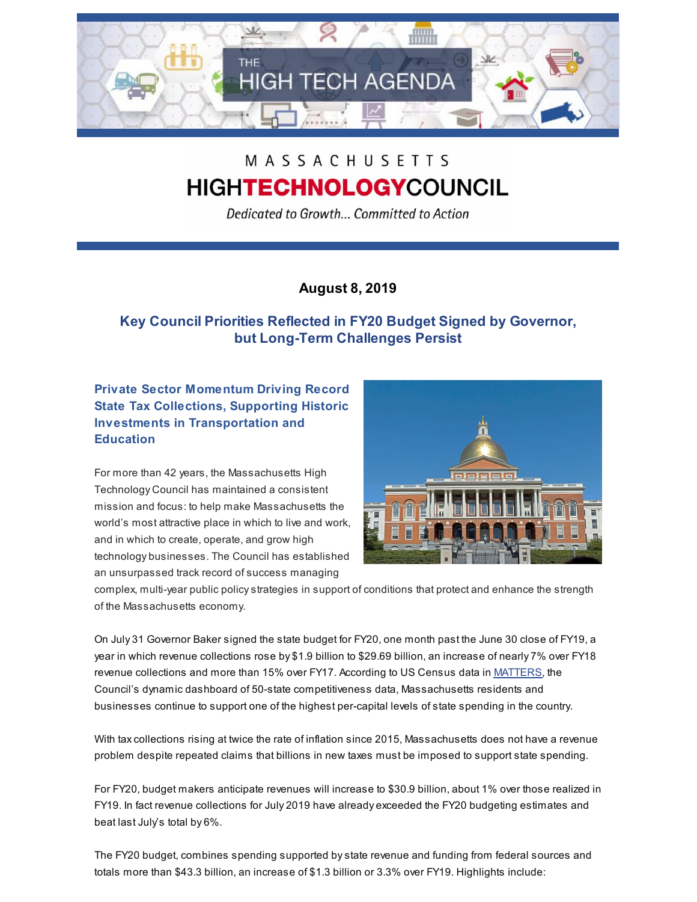THE HIGH TECH AGENDA

MASSACHUSETTS
**HIGHTECHNOLOGYCOUNCIL**
*Dedicated to Growth... Committed to Action*

**August 8, 2019**

## Key Council Priorities Reflected in FY20 Budget Signed by Governor, but Long-Term Challenges Persist

### Private Sector Momentum Driving Record State Tax Collections, Supporting Historic Investments in Transportation and Education

For more than 42 years, the Massachusetts High Technology Council has maintained a consistent mission and focus: to help make Massachusetts the world's most attractive place in which to live and work, and in which to create, operate, and grow high technology businesses. The Council has established an unsurpassed track record of success managing complex, multi-year public policy strategies in support of conditions that protect and enhance the strength of the Massachusetts economy.

On July 31 Governor Baker signed the state budget for FY20, one month past the June 30 close of FY19, a year in which revenue collections rose by $1.9 billion to $29.69 billion, an increase of nearly 7% over FY18 revenue collections and more than 15% over FY17. According to US Census data in MATTERS, the Council's dynamic dashboard of 50-state competitiveness data, Massachusetts residents and businesses continue to support one of the highest per-capital levels of state spending in the country.

With tax collections rising at twice the rate of inflation since 2015, Massachusetts does not have a revenue problem despite repeated claims that billions in new taxes must be imposed to support state spending.

For FY20, budget makers anticipate revenues will increase to $30.9 billion, about 1% over those realized in FY19. In fact revenue collections for July 2019 have already exceeded the FY20 budgeting estimates and beat last July's total by 6%.

The FY20 budget, combines spending supported by state revenue and funding from federal sources and totals more than $43.3 billion, an increase of $1.3 billion or 3.3% over FY19. Highlights include: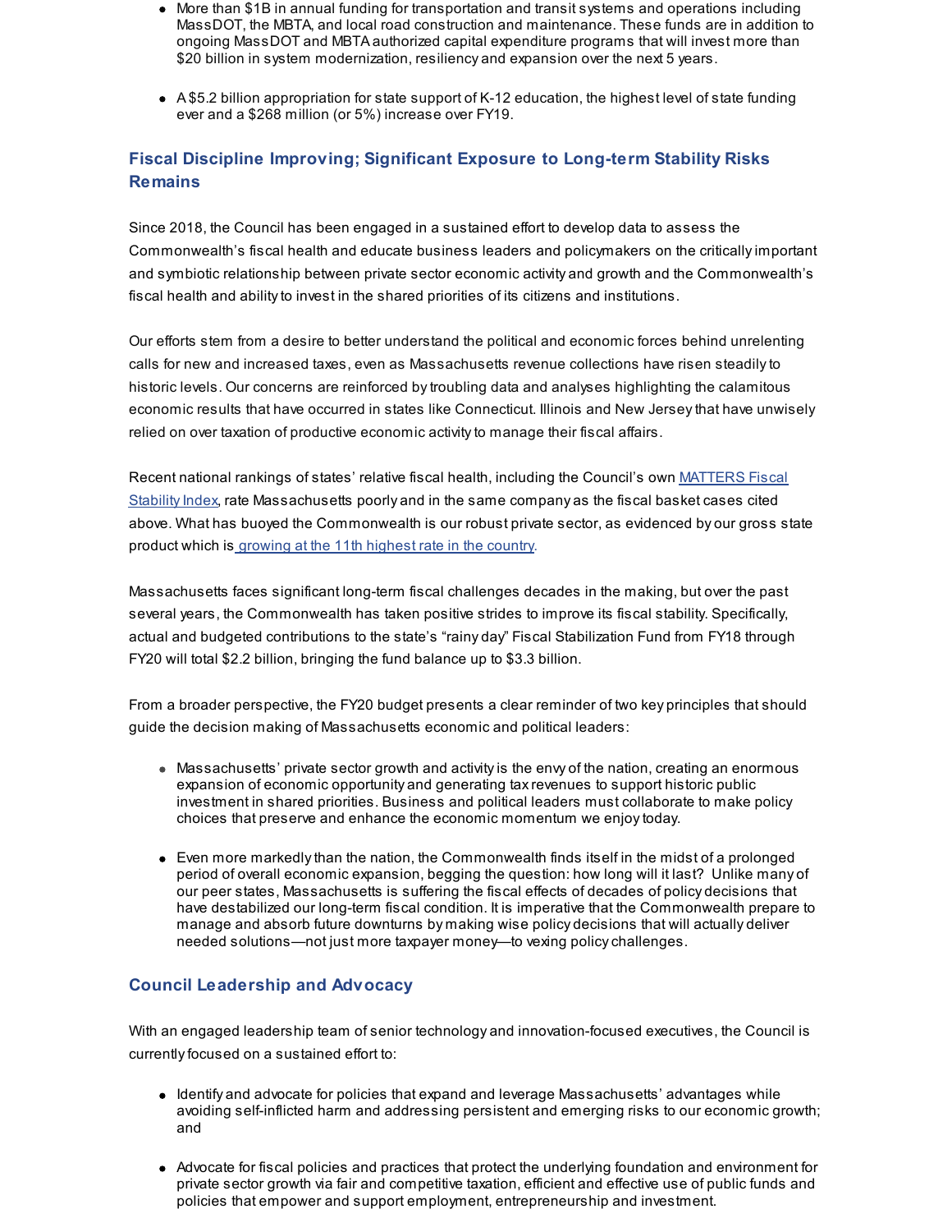- More than $1B in annual funding for transportation and transit systems and operations including MassDOT, the MBTA, and local road construction and maintenance. These funds are in addition to ongoing MassDOT and MBTA authorized capital expenditure programs that will invest more than $20 billion in system modernization, resiliency and expansion over the next 5 years.

- A $5.2 billion appropriation for state support of K-12 education, the highest level of state funding ever and a $268 million (or 5%) increase over FY19.

## Fiscal Discipline Improving; Significant Exposure to Long-term Stability Risks Remains

Since 2018, the Council has been engaged in a sustained effort to develop data to assess the Commonwealth's fiscal health and educate business leaders and policymakers on the critically important and symbiotic relationship between private sector economic activity and growth and the Commonwealth's fiscal health and ability to invest in the shared priorities of its citizens and institutions.

Our efforts stem from a desire to better understand the political and economic forces behind unrelenting calls for new and increased taxes, even as Massachusetts revenue collections have risen steadily to historic levels. Our concerns are reinforced by troubling data and analyses highlighting the calamitous economic results that have occurred in states like Connecticut. Illinois and New Jersey that have unwisely relied on over taxation of productive economic activity to manage their fiscal affairs.

Recent national rankings of states' relative fiscal health, including the Council's own MATTERS Fiscal Stability Index, rate Massachusetts poorly and in the same company as the fiscal basket cases cited above. What has buoyed the Commonwealth is our robust private sector, as evidenced by our gross state product which is growing at the 11th highest rate in the country.

Massachusetts faces significant long-term fiscal challenges decades in the making, but over the past several years, the Commonwealth has taken positive strides to improve its fiscal stability. Specifically, actual and budgeted contributions to the state's "rainy day" Fiscal Stabilization Fund from FY18 through FY20 will total $2.2 billion, bringing the fund balance up to $3.3 billion.

From a broader perspective, the FY20 budget presents a clear reminder of two key principles that should guide the decision making of Massachusetts economic and political leaders:

- Massachusetts' private sector growth and activity is the envy of the nation, creating an enormous expansion of economic opportunity and generating tax revenues to support historic public investment in shared priorities. Business and political leaders must collaborate to make policy choices that preserve and enhance the economic momentum we enjoy today.

- Even more markedly than the nation, the Commonwealth finds itself in the midst of a prolonged period of overall economic expansion, begging the question: how long will it last? Unlike many of our peer states, Massachusetts is suffering the fiscal effects of decades of policy decisions that have destabilized our long-term fiscal condition. It is imperative that the Commonwealth prepare to manage and absorb future downturns by making wise policy decisions that will actually deliver needed solutions—not just more taxpayer money—to vexing policy challenges.

## Council Leadership and Advocacy

With an engaged leadership team of senior technology and innovation-focused executives, the Council is currently focused on a sustained effort to:

- Identify and advocate for policies that expand and leverage Massachusetts' advantages while avoiding self-inflicted harm and addressing persistent and emerging risks to our economic growth; and

- Advocate for fiscal policies and practices that protect the underlying foundation and environment for private sector growth via fair and competitive taxation, efficient and effective use of public funds and policies that empower and support employment, entrepreneurship and investment.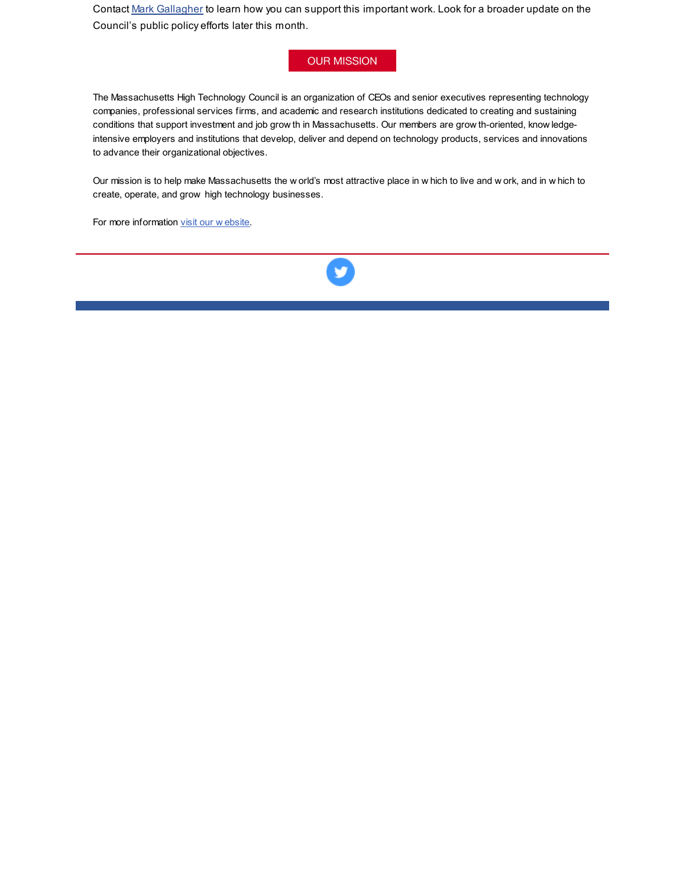Contact Mark Gallagher to learn how you can support this important work. Look for a broader update on the Council's public policy efforts later this month.

## OUR MISSION

The Massachusetts High Technology Council is an organization of CEOs and senior executives representing technology companies, professional services firms, and academic and research institutions dedicated to creating and sustaining conditions that support investment and job growth in Massachusetts. Our members are growth-oriented, knowledge-intensive employers and institutions that develop, deliver and depend on technology products, services and innovations to advance their organizational objectives.

Our mission is to help make Massachusetts the world's most attractive place in which to live and work, and in which to create, operate, and grow high technology businesses.

For more information visit our website.